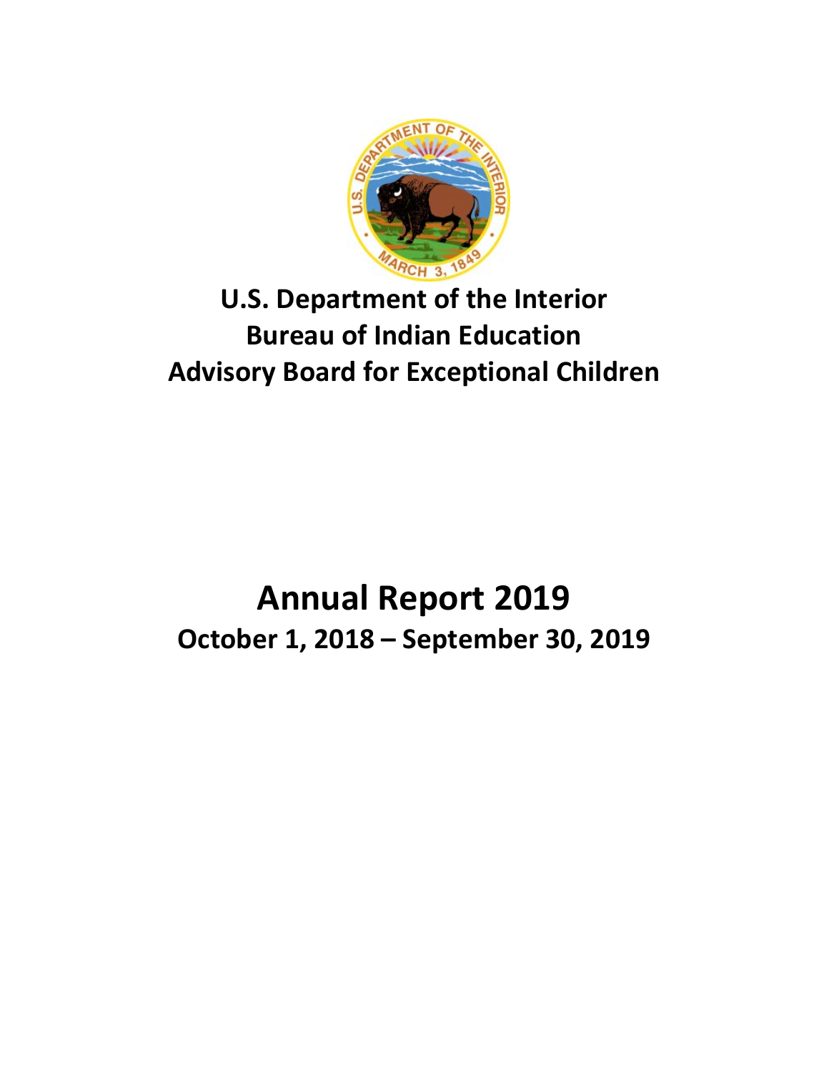# U.S. Department of the Interior
# Bureau of Indian Education
# Advisory Board for Exceptional Children

# Annual Report 2019

## October 1, 2018 – September 30, 2019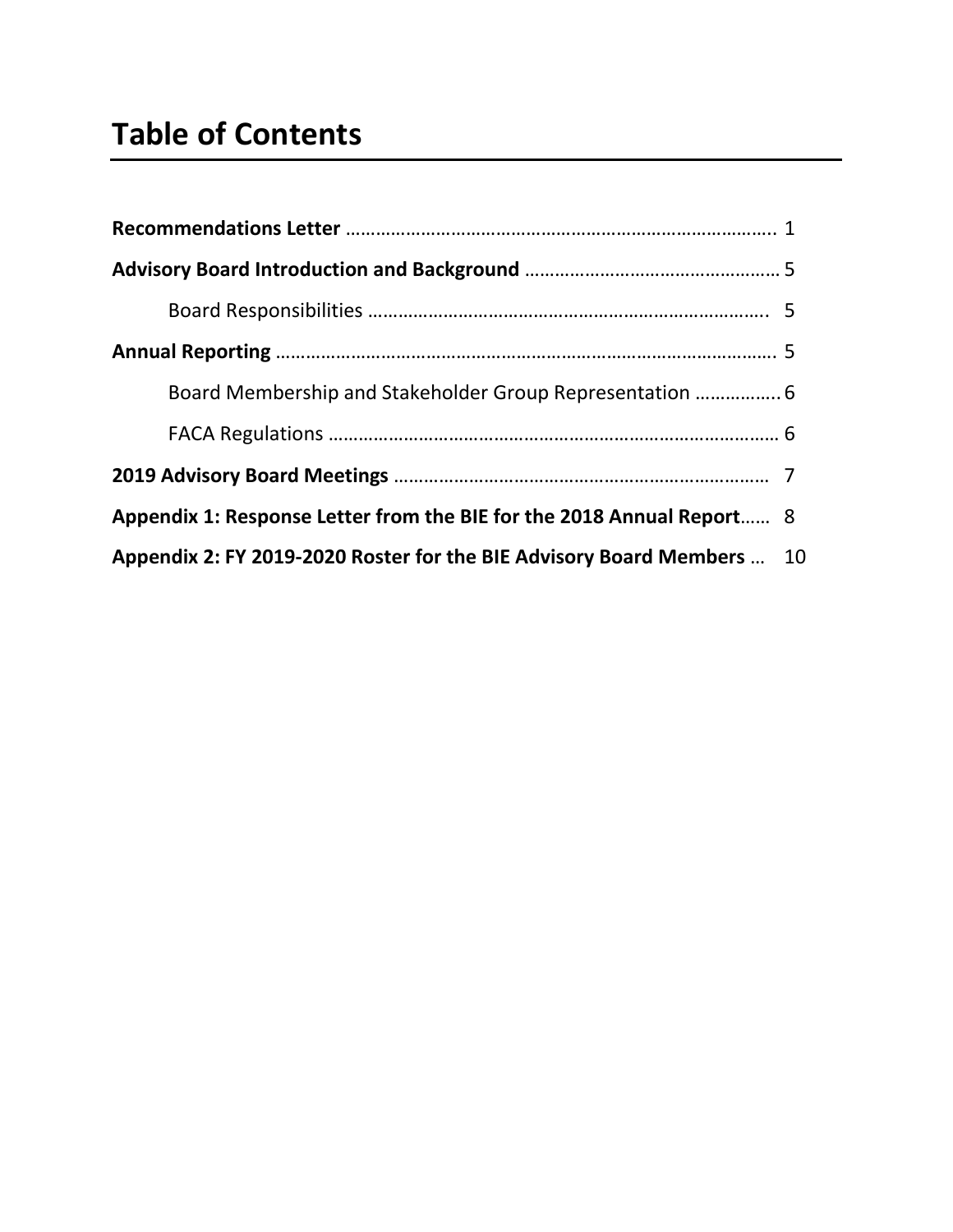# Table of Contents

**Recommendations Letter** …………………………………………………………………………. 1

**Advisory Board Introduction and Background** …………………………………………… 5

Board Responsibilities ……………………………………………………………………. 5

**Annual Reporting** ………………………………………………………………………………. 5

Board Membership and Stakeholder Group Representation …………….. 6

FACA Regulations ………………………………………………………………………… 6

**2019 Advisory Board Meetings** ……………………………………………………………… 7

**Appendix 1: Response Letter from the BIE for the 2018 Annual Report**…… 8

**Appendix 2: FY 2019-2020 Roster for the BIE Advisory Board Members** … 10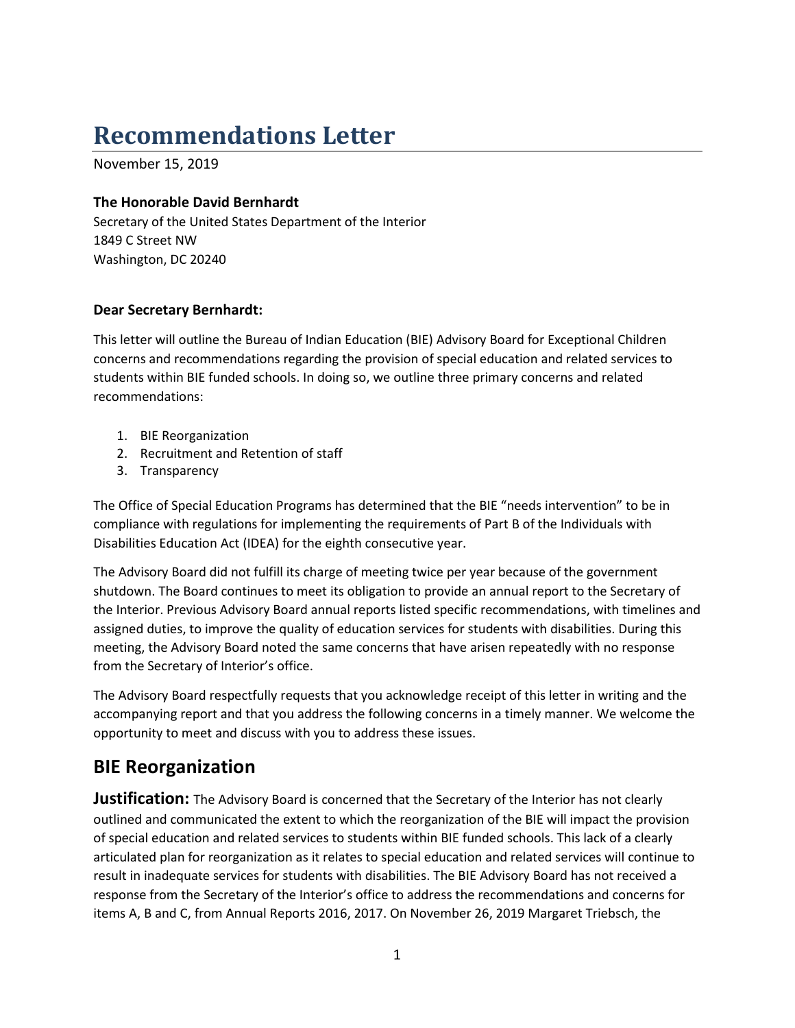# Recommendations Letter

November 15, 2019

**The Honorable David Bernhardt**
Secretary of the United States Department of the Interior
1849 C Street NW
Washington, DC 20240

**Dear Secretary Bernhardt:**

This letter will outline the Bureau of Indian Education (BIE) Advisory Board for Exceptional Children concerns and recommendations regarding the provision of special education and related services to students within BIE funded schools. In doing so, we outline three primary concerns and related recommendations:

1. BIE Reorganization
2. Recruitment and Retention of staff
3. Transparency

The Office of Special Education Programs has determined that the BIE "needs intervention" to be in compliance with regulations for implementing the requirements of Part B of the Individuals with Disabilities Education Act (IDEA) for the eighth consecutive year.

The Advisory Board did not fulfill its charge of meeting twice per year because of the government shutdown. The Board continues to meet its obligation to provide an annual report to the Secretary of the Interior. Previous Advisory Board annual reports listed specific recommendations, with timelines and assigned duties, to improve the quality of education services for students with disabilities. During this meeting, the Advisory Board noted the same concerns that have arisen repeatedly with no response from the Secretary of Interior's office.

The Advisory Board respectfully requests that you acknowledge receipt of this letter in writing and the accompanying report and that you address the following concerns in a timely manner. We welcome the opportunity to meet and discuss with you to address these issues.

## BIE Reorganization

**Justification:** The Advisory Board is concerned that the Secretary of the Interior has not clearly outlined and communicated the extent to which the reorganization of the BIE will impact the provision of special education and related services to students within BIE funded schools. This lack of a clearly articulated plan for reorganization as it relates to special education and related services will continue to result in inadequate services for students with disabilities. The BIE Advisory Board has not received a response from the Secretary of the Interior's office to address the recommendations and concerns for items A, B and C, from Annual Reports 2016, 2017. On November 26, 2019 Margaret Triebsch, the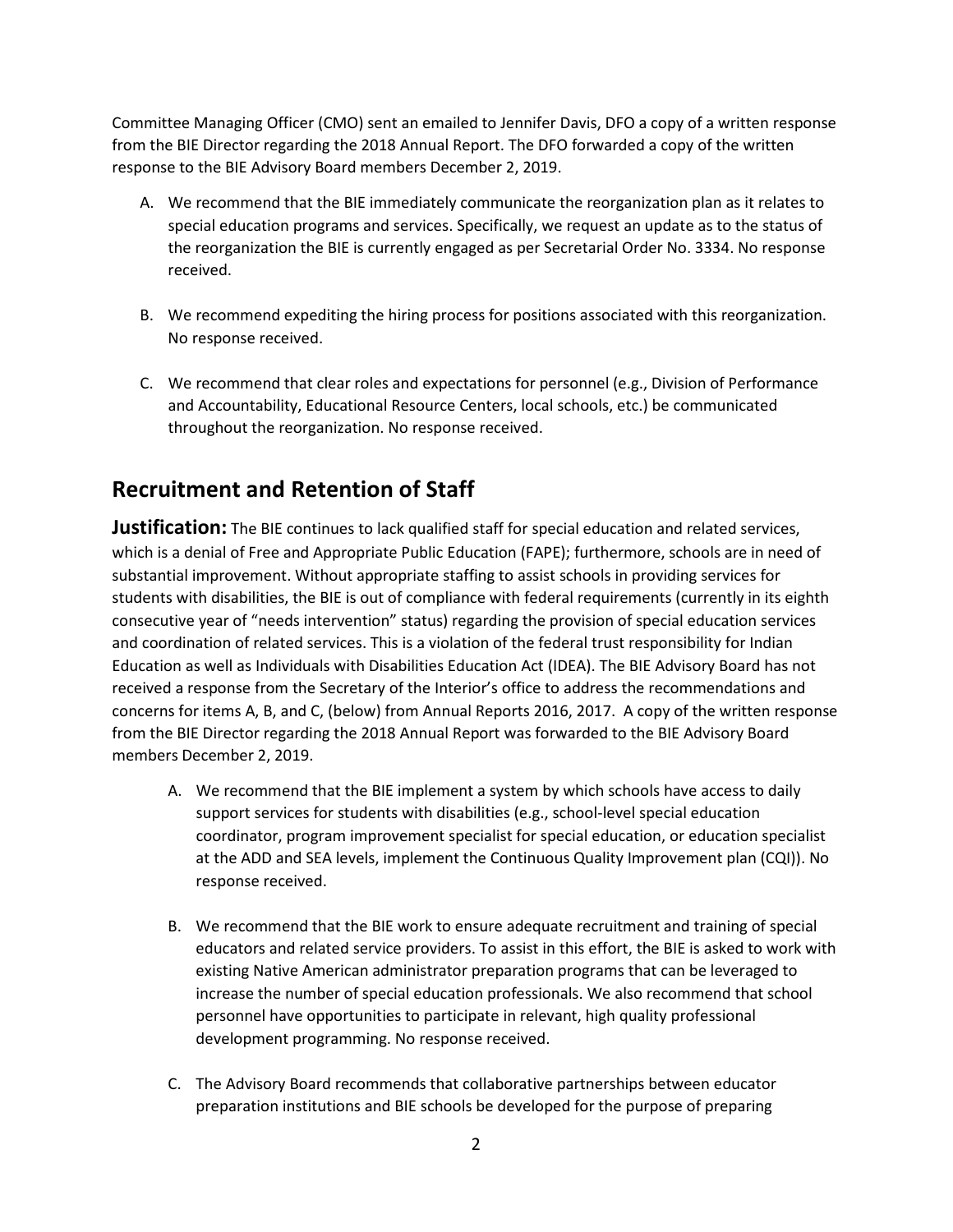Committee Managing Officer (CMO) sent an emailed to Jennifer Davis, DFO a copy of a written response from the BIE Director regarding the 2018 Annual Report. The DFO forwarded a copy of the written response to the BIE Advisory Board members December 2, 2019.

A. We recommend that the BIE immediately communicate the reorganization plan as it relates to special education programs and services. Specifically, we request an update as to the status of the reorganization the BIE is currently engaged as per Secretarial Order No. 3334. No response received.

B. We recommend expediting the hiring process for positions associated with this reorganization. No response received.

C. We recommend that clear roles and expectations for personnel (e.g., Division of Performance and Accountability, Educational Resource Centers, local schools, etc.) be communicated throughout the reorganization. No response received.

## Recruitment and Retention of Staff

**Justification:** The BIE continues to lack qualified staff for special education and related services, which is a denial of Free and Appropriate Public Education (FAPE); furthermore, schools are in need of substantial improvement. Without appropriate staffing to assist schools in providing services for students with disabilities, the BIE is out of compliance with federal requirements (currently in its eighth consecutive year of "needs intervention" status) regarding the provision of special education services and coordination of related services. This is a violation of the federal trust responsibility for Indian Education as well as Individuals with Disabilities Education Act (IDEA). The BIE Advisory Board has not received a response from the Secretary of the Interior's office to address the recommendations and concerns for items A, B, and C, (below) from Annual Reports 2016, 2017. A copy of the written response from the BIE Director regarding the 2018 Annual Report was forwarded to the BIE Advisory Board members December 2, 2019.

A. We recommend that the BIE implement a system by which schools have access to daily support services for students with disabilities (e.g., school-level special education coordinator, program improvement specialist for special education, or education specialist at the ADD and SEA levels, implement the Continuous Quality Improvement plan (CQI)). No response received.

B. We recommend that the BIE work to ensure adequate recruitment and training of special educators and related service providers. To assist in this effort, the BIE is asked to work with existing Native American administrator preparation programs that can be leveraged to increase the number of special education professionals. We also recommend that school personnel have opportunities to participate in relevant, high quality professional development programming. No response received.

C. The Advisory Board recommends that collaborative partnerships between educator preparation institutions and BIE schools be developed for the purpose of preparing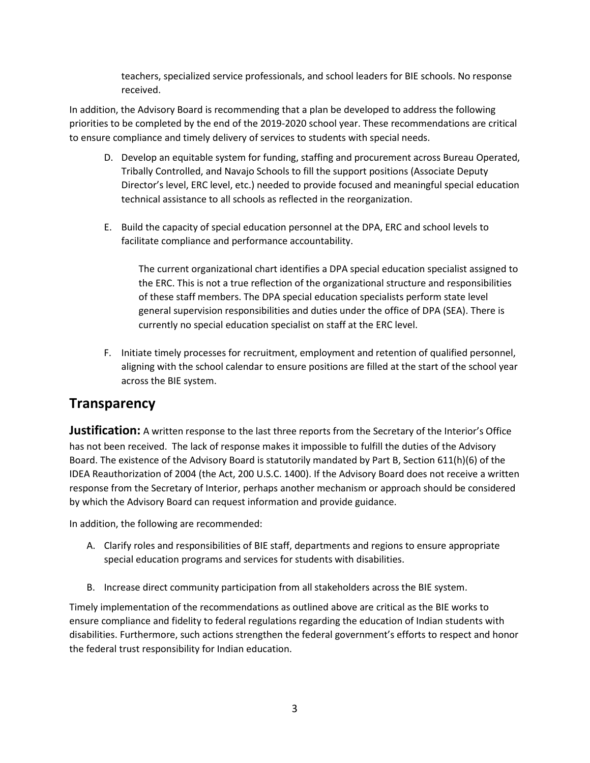teachers, specialized service professionals, and school leaders for BIE schools. No response received.

In addition, the Advisory Board is recommending that a plan be developed to address the following priorities to be completed by the end of the 2019-2020 school year. These recommendations are critical to ensure compliance and timely delivery of services to students with special needs.

D. Develop an equitable system for funding, staffing and procurement across Bureau Operated, Tribally Controlled, and Navajo Schools to fill the support positions (Associate Deputy Director's level, ERC level, etc.) needed to provide focused and meaningful special education technical assistance to all schools as reflected in the reorganization.

E. Build the capacity of special education personnel at the DPA, ERC and school levels to facilitate compliance and performance accountability.

   The current organizational chart identifies a DPA special education specialist assigned to the ERC. This is not a true reflection of the organizational structure and responsibilities of these staff members. The DPA special education specialists perform state level general supervision responsibilities and duties under the office of DPA (SEA). There is currently no special education specialist on staff at the ERC level.

F. Initiate timely processes for recruitment, employment and retention of qualified personnel, aligning with the school calendar to ensure positions are filled at the start of the school year across the BIE system.

## Transparency

**Justification:** A written response to the last three reports from the Secretary of the Interior's Office has not been received. The lack of response makes it impossible to fulfill the duties of the Advisory Board. The existence of the Advisory Board is statutorily mandated by Part B, Section 611(h)(6) of the IDEA Reauthorization of 2004 (the Act, 200 U.S.C. 1400). If the Advisory Board does not receive a written response from the Secretary of Interior, perhaps another mechanism or approach should be considered by which the Advisory Board can request information and provide guidance.

In addition, the following are recommended:

A. Clarify roles and responsibilities of BIE staff, departments and regions to ensure appropriate special education programs and services for students with disabilities.

B. Increase direct community participation from all stakeholders across the BIE system.

Timely implementation of the recommendations as outlined above are critical as the BIE works to ensure compliance and fidelity to federal regulations regarding the education of Indian students with disabilities. Furthermore, such actions strengthen the federal government's efforts to respect and honor the federal trust responsibility for Indian education.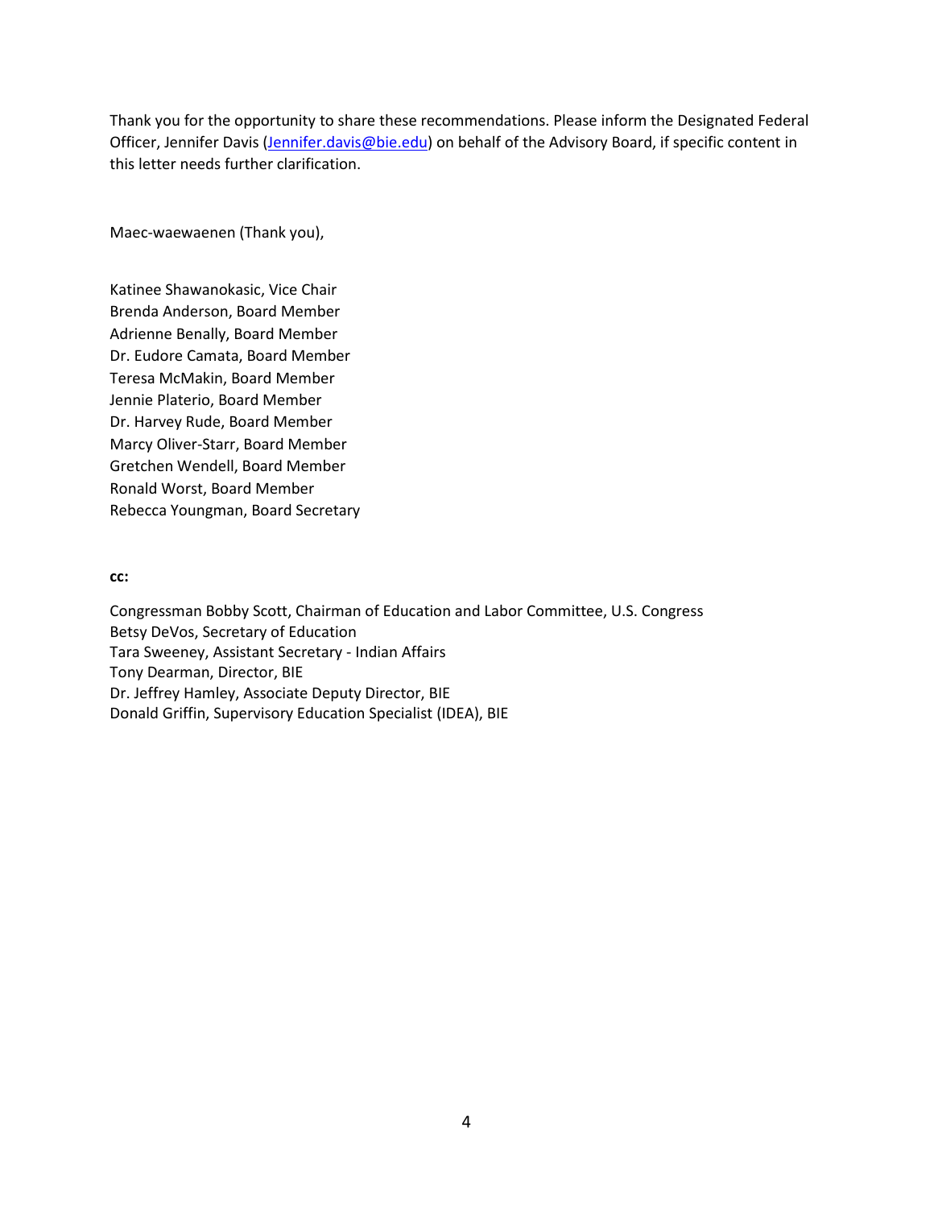Thank you for the opportunity to share these recommendations. Please inform the Designated Federal Officer, Jennifer Davis ([Jennifer.davis@bie.edu](mailto:Jennifer.davis@bie.edu)) on behalf of the Advisory Board, if specific content in this letter needs further clarification.

Maec-waewaenen (Thank you),

Katinee Shawanokasic, Vice Chair  
Brenda Anderson, Board Member  
Adrienne Benally, Board Member  
Dr. Eudore Camata, Board Member  
Teresa McMakin, Board Member  
Jennie Platerio, Board Member  
Dr. Harvey Rude, Board Member  
Marcy Oliver-Starr, Board Member  
Gretchen Wendell, Board Member  
Ronald Worst, Board Member  
Rebecca Youngman, Board Secretary

**cc:**

Congressman Bobby Scott, Chairman of Education and Labor Committee, U.S. Congress  
Betsy DeVos, Secretary of Education  
Tara Sweeney, Assistant Secretary - Indian Affairs  
Tony Dearman, Director, BIE  
Dr. Jeffrey Hamley, Associate Deputy Director, BIE  
Donald Griffin, Supervisory Education Specialist (IDEA), BIE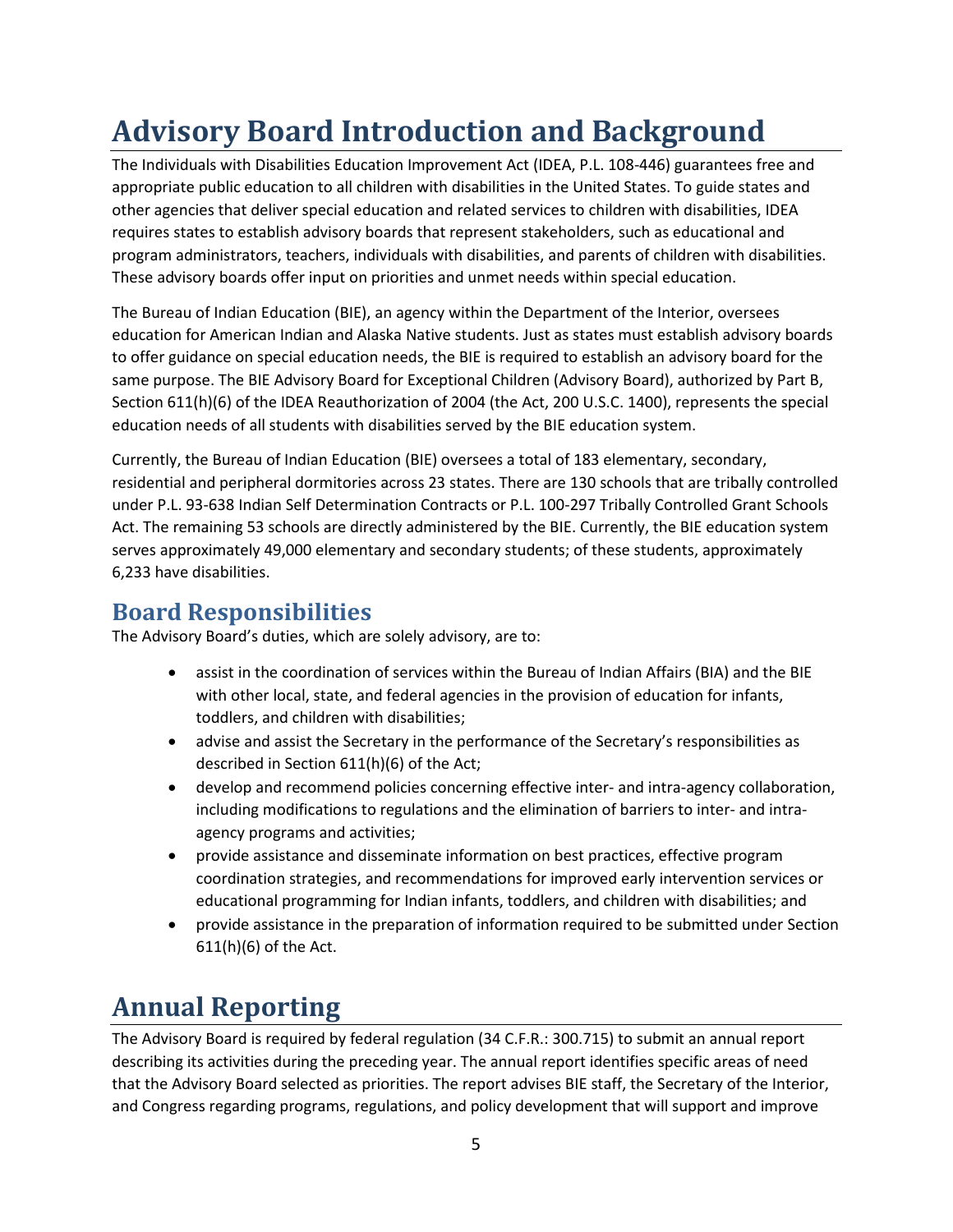# Advisory Board Introduction and Background

The Individuals with Disabilities Education Improvement Act (IDEA, P.L. 108-446) guarantees free and appropriate public education to all children with disabilities in the United States. To guide states and other agencies that deliver special education and related services to children with disabilities, IDEA requires states to establish advisory boards that represent stakeholders, such as educational and program administrators, teachers, individuals with disabilities, and parents of children with disabilities. These advisory boards offer input on priorities and unmet needs within special education.

The Bureau of Indian Education (BIE), an agency within the Department of the Interior, oversees education for American Indian and Alaska Native students. Just as states must establish advisory boards to offer guidance on special education needs, the BIE is required to establish an advisory board for the same purpose. The BIE Advisory Board for Exceptional Children (Advisory Board), authorized by Part B, Section 611(h)(6) of the IDEA Reauthorization of 2004 (the Act, 200 U.S.C. 1400), represents the special education needs of all students with disabilities served by the BIE education system.

Currently, the Bureau of Indian Education (BIE) oversees a total of 183 elementary, secondary, residential and peripheral dormitories across 23 states. There are 130 schools that are tribally controlled under P.L. 93-638 Indian Self Determination Contracts or P.L. 100-297 Tribally Controlled Grant Schools Act. The remaining 53 schools are directly administered by the BIE. Currently, the BIE education system serves approximately 49,000 elementary and secondary students; of these students, approximately 6,233 have disabilities.

## Board Responsibilities

The Advisory Board's duties, which are solely advisory, are to:

- assist in the coordination of services within the Bureau of Indian Affairs (BIA) and the BIE with other local, state, and federal agencies in the provision of education for infants, toddlers, and children with disabilities;
- advise and assist the Secretary in the performance of the Secretary's responsibilities as described in Section 611(h)(6) of the Act;
- develop and recommend policies concerning effective inter- and intra-agency collaboration, including modifications to regulations and the elimination of barriers to inter- and intra-agency programs and activities;
- provide assistance and disseminate information on best practices, effective program coordination strategies, and recommendations for improved early intervention services or educational programming for Indian infants, toddlers, and children with disabilities; and
- provide assistance in the preparation of information required to be submitted under Section 611(h)(6) of the Act.

# Annual Reporting

The Advisory Board is required by federal regulation (34 C.F.R.: 300.715) to submit an annual report describing its activities during the preceding year. The annual report identifies specific areas of need that the Advisory Board selected as priorities. The report advises BIE staff, the Secretary of the Interior, and Congress regarding programs, regulations, and policy development that will support and improve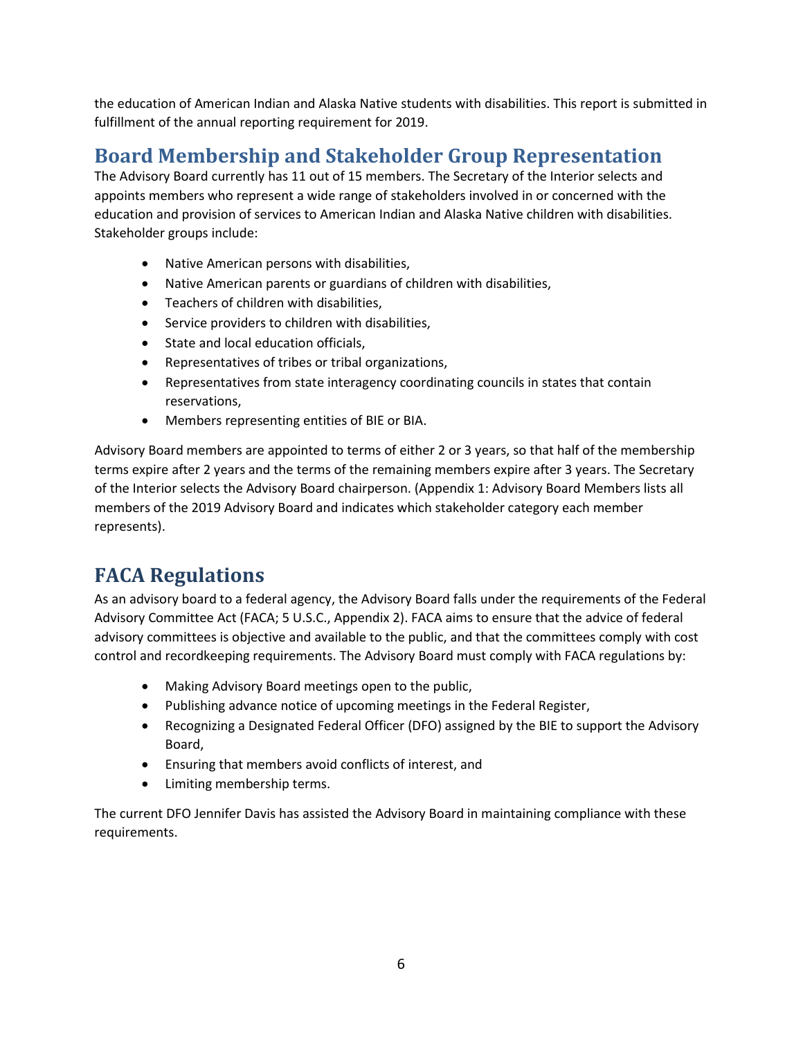the education of American Indian and Alaska Native students with disabilities. This report is submitted in fulfillment of the annual reporting requirement for 2019.

## Board Membership and Stakeholder Group Representation

The Advisory Board currently has 11 out of 15 members. The Secretary of the Interior selects and appoints members who represent a wide range of stakeholders involved in or concerned with the education and provision of services to American Indian and Alaska Native children with disabilities. Stakeholder groups include:

- Native American persons with disabilities,
- Native American parents or guardians of children with disabilities,
- Teachers of children with disabilities,
- Service providers to children with disabilities,
- State and local education officials,
- Representatives of tribes or tribal organizations,
- Representatives from state interagency coordinating councils in states that contain reservations,
- Members representing entities of BIE or BIA.

Advisory Board members are appointed to terms of either 2 or 3 years, so that half of the membership terms expire after 2 years and the terms of the remaining members expire after 3 years. The Secretary of the Interior selects the Advisory Board chairperson. (Appendix 1: Advisory Board Members lists all members of the 2019 Advisory Board and indicates which stakeholder category each member represents).

## FACA Regulations

As an advisory board to a federal agency, the Advisory Board falls under the requirements of the Federal Advisory Committee Act (FACA; 5 U.S.C., Appendix 2). FACA aims to ensure that the advice of federal advisory committees is objective and available to the public, and that the committees comply with cost control and recordkeeping requirements. The Advisory Board must comply with FACA regulations by:

- Making Advisory Board meetings open to the public,
- Publishing advance notice of upcoming meetings in the Federal Register,
- Recognizing a Designated Federal Officer (DFO) assigned by the BIE to support the Advisory Board,
- Ensuring that members avoid conflicts of interest, and
- Limiting membership terms.

The current DFO Jennifer Davis has assisted the Advisory Board in maintaining compliance with these requirements.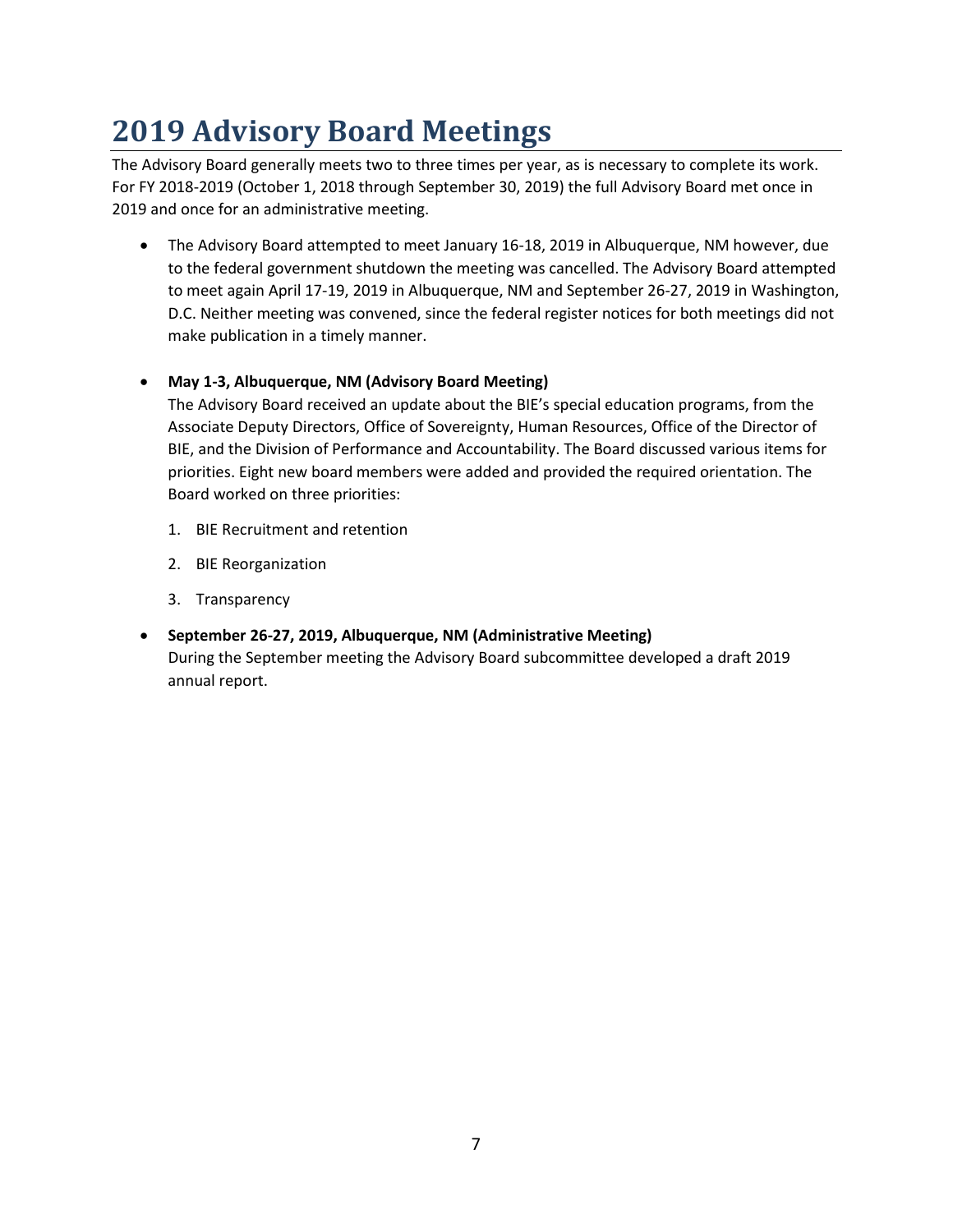# 2019 Advisory Board Meetings

The Advisory Board generally meets two to three times per year, as is necessary to complete its work. For FY 2018-2019 (October 1, 2018 through September 30, 2019) the full Advisory Board met once in 2019 and once for an administrative meeting.

- The Advisory Board attempted to meet January 16-18, 2019 in Albuquerque, NM however, due to the federal government shutdown the meeting was cancelled. The Advisory Board attempted to meet again April 17-19, 2019 in Albuquerque, NM and September 26-27, 2019 in Washington, D.C. Neither meeting was convened, since the federal register notices for both meetings did not make publication in a timely manner.

- **May 1-3, Albuquerque, NM (Advisory Board Meeting)**
  The Advisory Board received an update about the BIE's special education programs, from the Associate Deputy Directors, Office of Sovereignty, Human Resources, Office of the Director of BIE, and the Division of Performance and Accountability. The Board discussed various items for priorities. Eight new board members were added and provided the required orientation. The Board worked on three priorities:

  1. BIE Recruitment and retention
  2. BIE Reorganization
  3. Transparency

- **September 26-27, 2019, Albuquerque, NM (Administrative Meeting)**
  During the September meeting the Advisory Board subcommittee developed a draft 2019 annual report.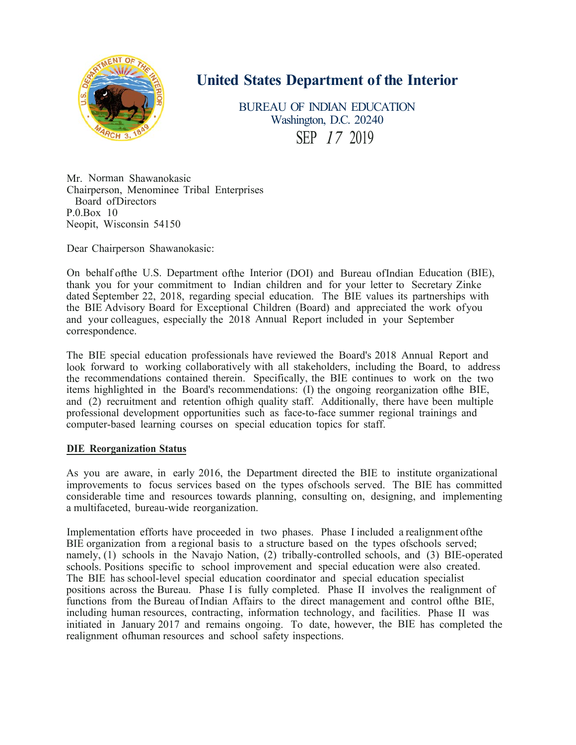# United States Department of the Interior

BUREAU OF INDIAN EDUCATION
Washington, D.C. 20240
SEP 17 2019

Mr. Norman Shawanokasic
Chairperson, Menominee Tribal Enterprises
Board of Directors
P.0.Box 10
Neopit, Wisconsin 54150

Dear Chairperson Shawanokasic:

On behalf of the U.S. Department of the Interior (DOI) and Bureau of Indian Education (BIE), thank you for your commitment to Indian children and for your letter to Secretary Zinke dated September 22, 2018, regarding special education. The BIE values its partnerships with the BIE Advisory Board for Exceptional Children (Board) and appreciated the work of you and your colleagues, especially the 2018 Annual Report included in your September correspondence.

The BIE special education professionals have reviewed the Board's 2018 Annual Report and look forward to working collaboratively with all stakeholders, including the Board, to address the recommendations contained therein. Specifically, the BIE continues to work on the two items highlighted in the Board's recommendations: (I) the ongoing reorganization of the BIE, and (2) recruitment and retention of high quality staff. Additionally, there have been multiple professional development opportunities such as face-to-face summer regional trainings and computer-based learning courses on special education topics for staff.

**DIE Reorganization Status**

As you are aware, in early 2016, the Department directed the BIE to institute organizational improvements to focus services based on the types of schools served. The BIE has committed considerable time and resources towards planning, consulting on, designing, and implementing a multifaceted, bureau-wide reorganization.

Implementation efforts have proceeded in two phases. Phase I included a realignment of the BIE organization from a regional basis to a structure based on the types of schools served; namely, (1) schools in the Navajo Nation, (2) tribally-controlled schools, and (3) BIE-operated schools. Positions specific to school improvement and special education were also created. The BIE has school-level special education coordinator and special education specialist positions across the Bureau. Phase I is fully completed. Phase II involves the realignment of functions from the Bureau of Indian Affairs to the direct management and control of the BIE, including human resources, contracting, information technology, and facilities. Phase II was initiated in January 2017 and remains ongoing. To date, however, the BIE has completed the realignment of human resources and school safety inspections.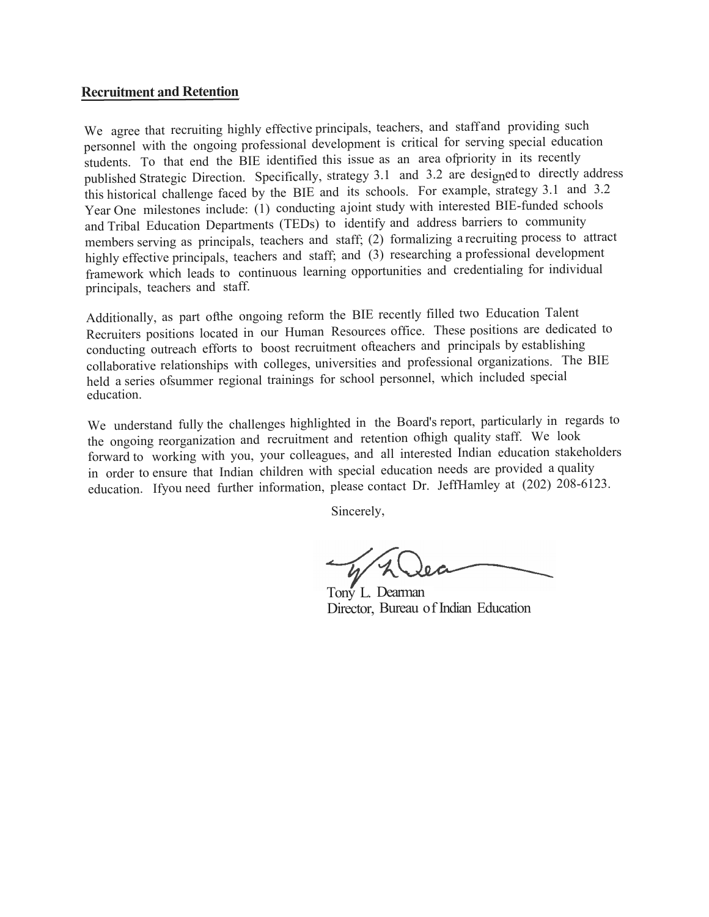## **Recruitment and Retention**

We agree that recruiting highly effective principals, teachers, and staff and providing such personnel with the ongoing professional development is critical for serving special education students. To that end the BIE identified this issue as an area of priority in its recently published Strategic Direction. Specifically, strategy 3.1 and 3.2 are designed to directly address this historical challenge faced by the BIE and its schools. For example, strategy 3.1 and 3.2 Year One milestones include: (1) conducting a joint study with interested BIE-funded schools and Tribal Education Departments (TEDs) to identify and address barriers to community members serving as principals, teachers and staff; (2) formalizing a recruiting process to attract highly effective principals, teachers and staff; and (3) researching a professional development framework which leads to continuous learning opportunities and credentialing for individual principals, teachers and staff.

Additionally, as part of the ongoing reform the BIE recently filled two Education Talent Recruiters positions located in our Human Resources office. These positions are dedicated to conducting outreach efforts to boost recruitment of teachers and principals by establishing collaborative relationships with colleges, universities and professional organizations. The BIE held a series of summer regional trainings for school personnel, which included special education.

We understand fully the challenges highlighted in the Board's report, particularly in regards to the ongoing reorganization and recruitment and retention of high quality staff. We look forward to working with you, your colleagues, and all interested Indian education stakeholders in order to ensure that Indian children with special education needs are provided a quality education. If you need further information, please contact Dr. Jeff Hamley at (202) 208-6123.

Sincerely,

Tony L. Dearman
Director, Bureau of Indian Education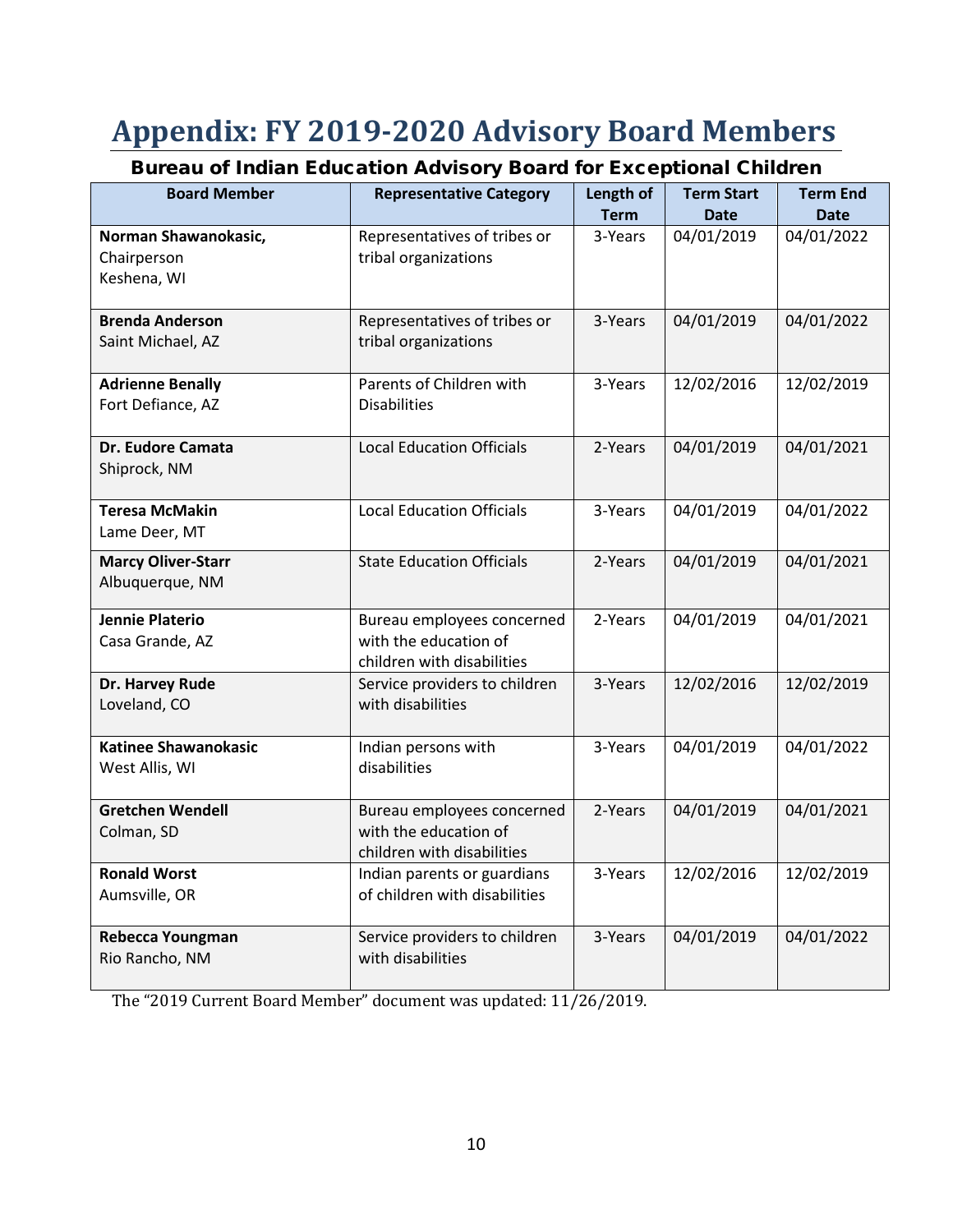# Appendix: FY 2019-2020 Advisory Board Members

## Bureau of Indian Education Advisory Board for Exceptional Children

| Board Member | Representative Category | Length of Term | Term Start Date | Term End Date |
|---|---|---|---|---|
| **Norman Shawanokasic,** Chairperson Keshena, WI | Representatives of tribes or tribal organizations | 3-Years | 04/01/2019 | 04/01/2022 |
| **Brenda Anderson** Saint Michael, AZ | Representatives of tribes or tribal organizations | 3-Years | 04/01/2019 | 04/01/2022 |
| **Adrienne Benally** Fort Defiance, AZ | Parents of Children with Disabilities | 3-Years | 12/02/2016 | 12/02/2019 |
| **Dr. Eudore Camata** Shiprock, NM | Local Education Officials | 2-Years | 04/01/2019 | 04/01/2021 |
| **Teresa McMakin** Lame Deer, MT | Local Education Officials | 3-Years | 04/01/2019 | 04/01/2022 |
| **Marcy Oliver-Starr** Albuquerque, NM | State Education Officials | 2-Years | 04/01/2019 | 04/01/2021 |
| **Jennie Platerio** Casa Grande, AZ | Bureau employees concerned with the education of children with disabilities | 2-Years | 04/01/2019 | 04/01/2021 |
| **Dr. Harvey Rude** Loveland, CO | Service providers to children with disabilities | 3-Years | 12/02/2016 | 12/02/2019 |
| **Katinee Shawanokasic** West Allis, WI | Indian persons with disabilities | 3-Years | 04/01/2019 | 04/01/2022 |
| **Gretchen Wendell** Colman, SD | Bureau employees concerned with the education of children with disabilities | 2-Years | 04/01/2019 | 04/01/2021 |
| **Ronald Worst** Aumsville, OR | Indian parents or guardians of children with disabilities | 3-Years | 12/02/2016 | 12/02/2019 |
| **Rebecca Youngman** Rio Rancho, NM | Service providers to children with disabilities | 3-Years | 04/01/2019 | 04/01/2022 |

The "2019 Current Board Member" document was updated: 11/26/2019.